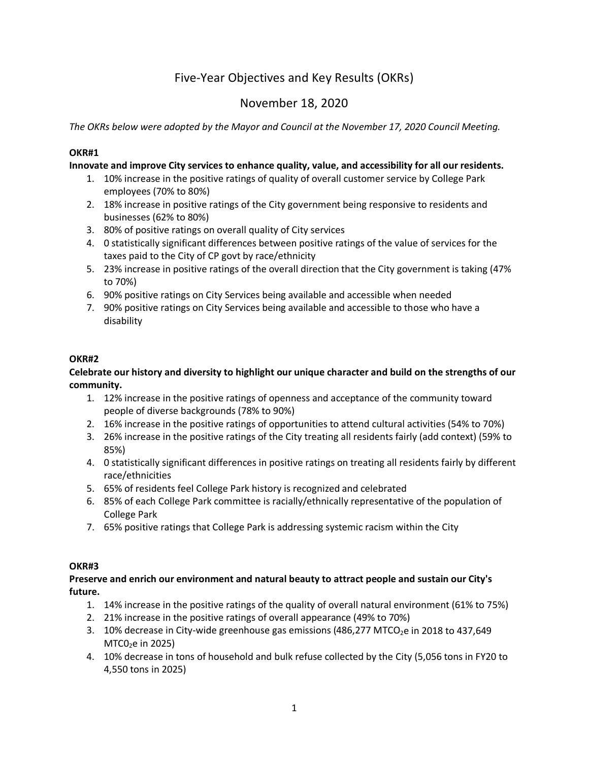# Five-Year Objectives and Key Results (OKRs)

## November 18, 2020

*The OKRs below were adopted by the Mayor and Council at the November 17, 2020 Council Meeting.*

**OKR#1**

**Innovate and improve City services to enhance quality, value, and accessibility for all our residents.**

1. 10% increase in the positive ratings of quality of overall customer service by College Park employees (70% to 80%)
2. 18% increase in positive ratings of the City government being responsive to residents and businesses (62% to 80%)
3. 80% of positive ratings on overall quality of City services
4. 0 statistically significant differences between positive ratings of the value of services for the taxes paid to the City of CP govt by race/ethnicity
5. 23% increase in positive ratings of the overall direction that the City government is taking (47% to 70%)
6. 90% positive ratings on City Services being available and accessible when needed
7. 90% positive ratings on City Services being available and accessible to those who have a disability

**OKR#2**

**Celebrate our history and diversity to highlight our unique character and build on the strengths of our community.**

1. 12% increase in the positive ratings of openness and acceptance of the community toward people of diverse backgrounds (78% to 90%)
2. 16% increase in the positive ratings of opportunities to attend cultural activities (54% to 70%)
3. 26% increase in the positive ratings of the City treating all residents fairly (add context) (59% to 85%)
4. 0 statistically significant differences in positive ratings on treating all residents fairly by different race/ethnicities
5. 65% of residents feel College Park history is recognized and celebrated
6. 85% of each College Park committee is racially/ethnically representative of the population of College Park
7. 65% positive ratings that College Park is addressing systemic racism within the City

**OKR#3**

**Preserve and enrich our environment and natural beauty to attract people and sustain our City's future.**

1. 14% increase in the positive ratings of the quality of overall natural environment (61% to 75%)
2. 21% increase in the positive ratings of overall appearance (49% to 70%)
3. 10% decrease in City-wide greenhouse gas emissions (486,277 $MTCO_2e$ in 2018 to 437,649 $MTC0_2e$ in 2025)
4. 10% decrease in tons of household and bulk refuse collected by the City (5,056 tons in FY20 to 4,550 tons in 2025)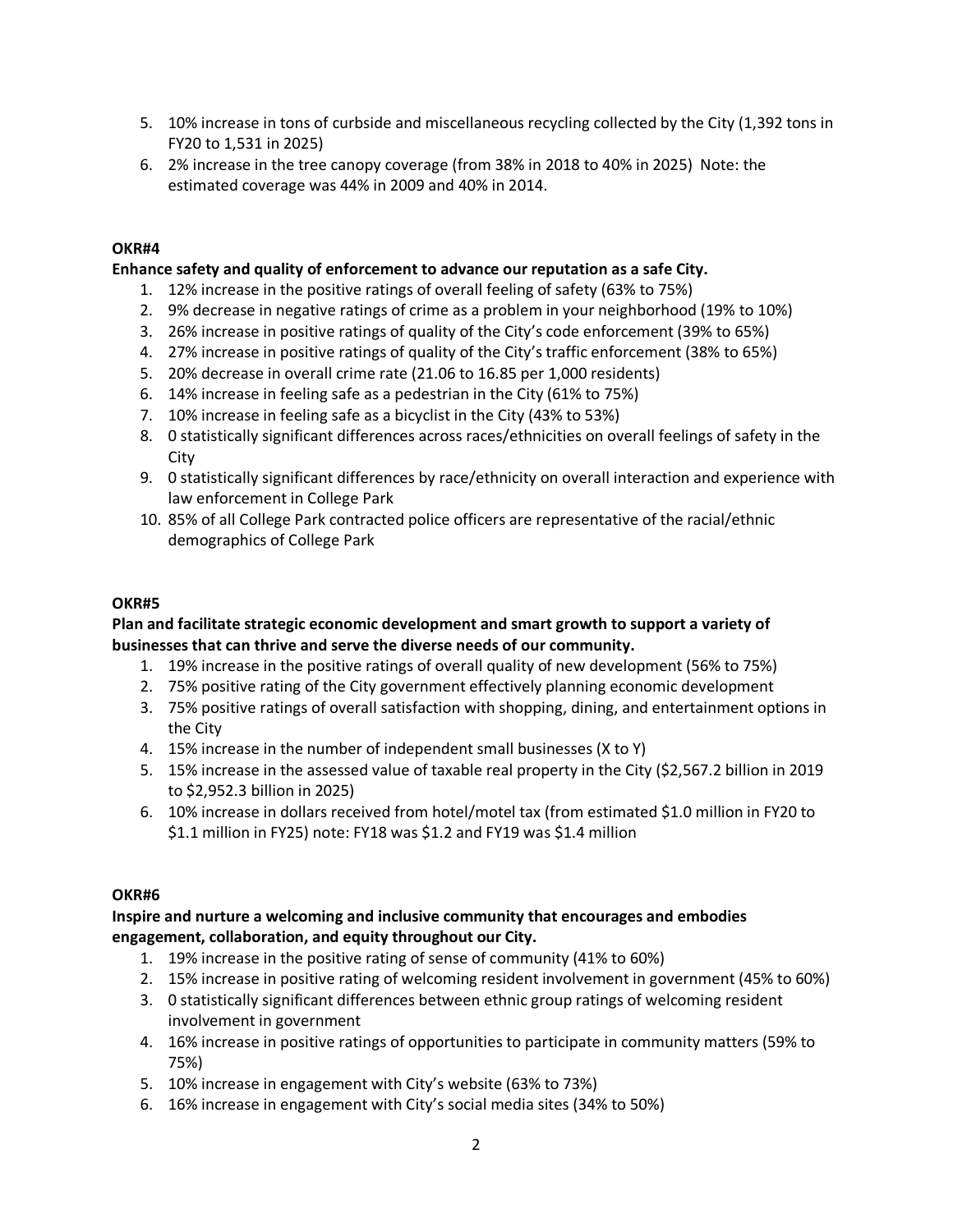5. 10% increase in tons of curbside and miscellaneous recycling collected by the City (1,392 tons in FY20 to 1,531 in 2025)
6. 2% increase in the tree canopy coverage (from 38% in 2018 to 40% in 2025) Note: the estimated coverage was 44% in 2009 and 40% in 2014.

**OKR#4**

**Enhance safety and quality of enforcement to advance our reputation as a safe City.**

1. 12% increase in the positive ratings of overall feeling of safety (63% to 75%)
2. 9% decrease in negative ratings of crime as a problem in your neighborhood (19% to 10%)
3. 26% increase in positive ratings of quality of the City's code enforcement (39% to 65%)
4. 27% increase in positive ratings of quality of the City's traffic enforcement (38% to 65%)
5. 20% decrease in overall crime rate (21.06 to 16.85 per 1,000 residents)
6. 14% increase in feeling safe as a pedestrian in the City (61% to 75%)
7. 10% increase in feeling safe as a bicyclist in the City (43% to 53%)
8. 0 statistically significant differences across races/ethnicities on overall feelings of safety in the City
9. 0 statistically significant differences by race/ethnicity on overall interaction and experience with law enforcement in College Park
10. 85% of all College Park contracted police officers are representative of the racial/ethnic demographics of College Park

**OKR#5**

**Plan and facilitate strategic economic development and smart growth to support a variety of businesses that can thrive and serve the diverse needs of our community.**

1. 19% increase in the positive ratings of overall quality of new development (56% to 75%)
2. 75% positive rating of the City government effectively planning economic development
3. 75% positive ratings of overall satisfaction with shopping, dining, and entertainment options in the City
4. 15% increase in the number of independent small businesses (X to Y)
5. 15% increase in the assessed value of taxable real property in the City ($2,567.2 billion in 2019 to $2,952.3 billion in 2025)
6. 10% increase in dollars received from hotel/motel tax (from estimated $1.0 million in FY20 to $1.1 million in FY25) note: FY18 was $1.2 and FY19 was $1.4 million

**OKR#6**

**Inspire and nurture a welcoming and inclusive community that encourages and embodies engagement, collaboration, and equity throughout our City.**

1. 19% increase in the positive rating of sense of community (41% to 60%)
2. 15% increase in positive rating of welcoming resident involvement in government (45% to 60%)
3. 0 statistically significant differences between ethnic group ratings of welcoming resident involvement in government
4. 16% increase in positive ratings of opportunities to participate in community matters (59% to 75%)
5. 10% increase in engagement with City's website (63% to 73%)
6. 16% increase in engagement with City's social media sites (34% to 50%)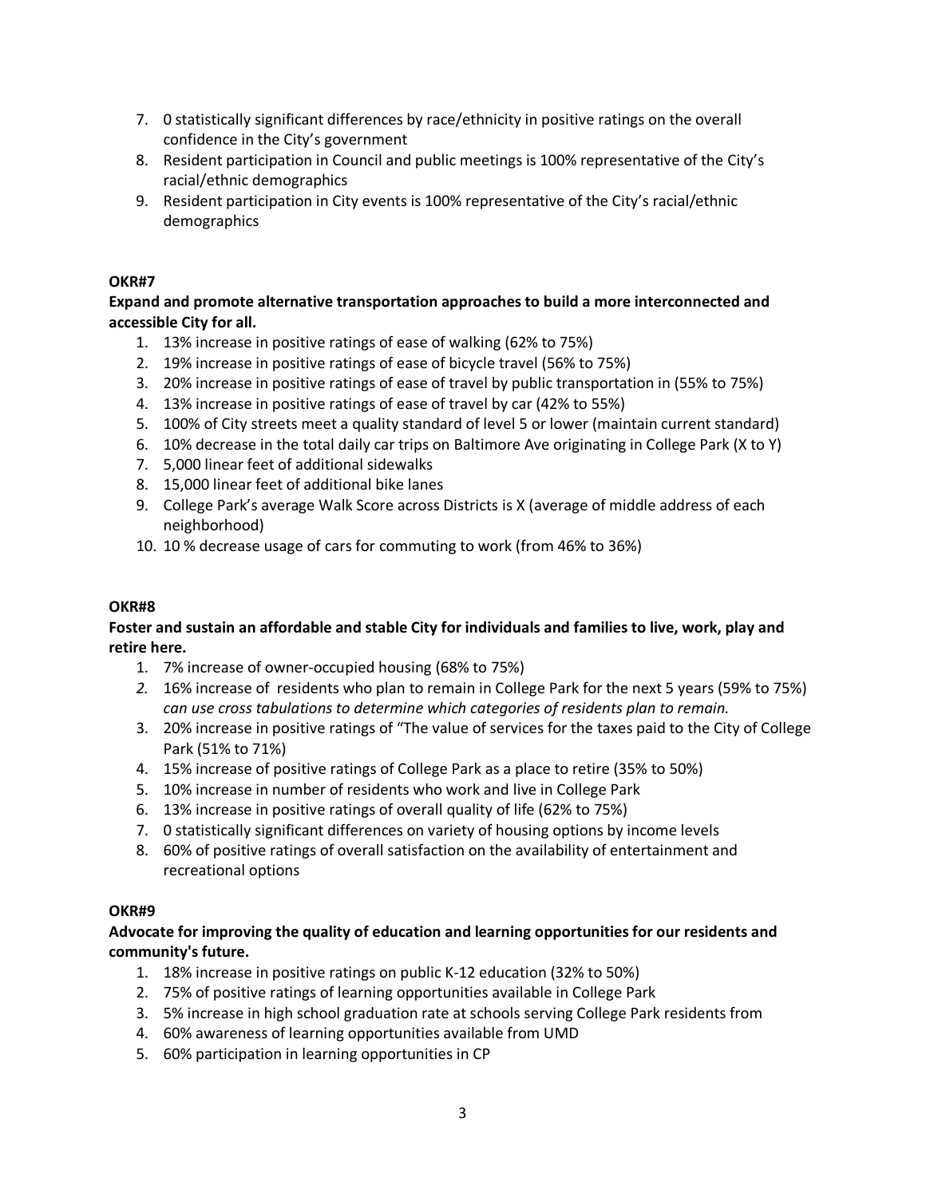7. 0 statistically significant differences by race/ethnicity in positive ratings on the overall confidence in the City's government
8. Resident participation in Council and public meetings is 100% representative of the City's racial/ethnic demographics
9. Resident participation in City events is 100% representative of the City's racial/ethnic demographics

**OKR#7**

**Expand and promote alternative transportation approaches to build a more interconnected and accessible City for all.**

1. 13% increase in positive ratings of ease of walking (62% to 75%)
2. 19% increase in positive ratings of ease of bicycle travel (56% to 75%)
3. 20% increase in positive ratings of ease of travel by public transportation in (55% to 75%)
4. 13% increase in positive ratings of ease of travel by car (42% to 55%)
5. 100% of City streets meet a quality standard of level 5 or lower (maintain current standard)
6. 10% decrease in the total daily car trips on Baltimore Ave originating in College Park (X to Y)
7. 5,000 linear feet of additional sidewalks
8. 15,000 linear feet of additional bike lanes
9. College Park's average Walk Score across Districts is X (average of middle address of each neighborhood)
10. 10 % decrease usage of cars for commuting to work (from 46% to 36%)

**OKR#8**

**Foster and sustain an affordable and stable City for individuals and families to live, work, play and retire here.**

1. 7% increase of owner-occupied housing (68% to 75%)
2. 16% increase of residents who plan to remain in College Park for the next 5 years (59% to 75%) *can use cross tabulations to determine which categories of residents plan to remain.*
3. 20% increase in positive ratings of "The value of services for the taxes paid to the City of College Park (51% to 71%)
4. 15% increase of positive ratings of College Park as a place to retire (35% to 50%)
5. 10% increase in number of residents who work and live in College Park
6. 13% increase in positive ratings of overall quality of life (62% to 75%)
7. 0 statistically significant differences on variety of housing options by income levels
8. 60% of positive ratings of overall satisfaction on the availability of entertainment and recreational options

**OKR#9**

**Advocate for improving the quality of education and learning opportunities for our residents and community's future.**

1. 18% increase in positive ratings on public K-12 education (32% to 50%)
2. 75% of positive ratings of learning opportunities available in College Park
3. 5% increase in high school graduation rate at schools serving College Park residents from
4. 60% awareness of learning opportunities available from UMD
5. 60% participation in learning opportunities in CP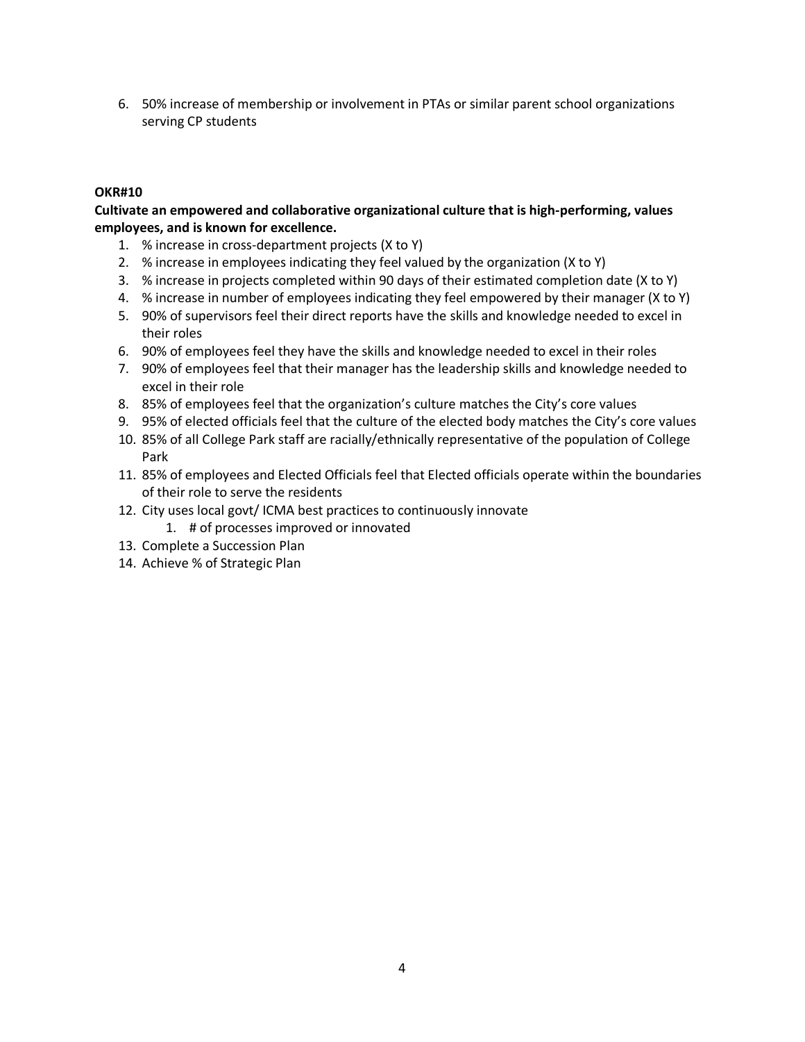6. 50% increase of membership or involvement in PTAs or similar parent school organizations serving CP students

**OKR#10**

**Cultivate an empowered and collaborative organizational culture that is high-performing, values employees, and is known for excellence.**

1. % increase in cross-department projects (X to Y)
2. % increase in employees indicating they feel valued by the organization (X to Y)
3. % increase in projects completed within 90 days of their estimated completion date (X to Y)
4. % increase in number of employees indicating they feel empowered by their manager (X to Y)
5. 90% of supervisors feel their direct reports have the skills and knowledge needed to excel in their roles
6. 90% of employees feel they have the skills and knowledge needed to excel in their roles
7. 90% of employees feel that their manager has the leadership skills and knowledge needed to excel in their role
8. 85% of employees feel that the organization's culture matches the City's core values
9. 95% of elected officials feel that the culture of the elected body matches the City's core values
10. 85% of all College Park staff are racially/ethnically representative of the population of College Park
11. 85% of employees and Elected Officials feel that Elected officials operate within the boundaries of their role to serve the residents
12. City uses local govt/ ICMA best practices to continuously innovate
    1. # of processes improved or innovated
13. Complete a Succession Plan
14. Achieve % of Strategic Plan